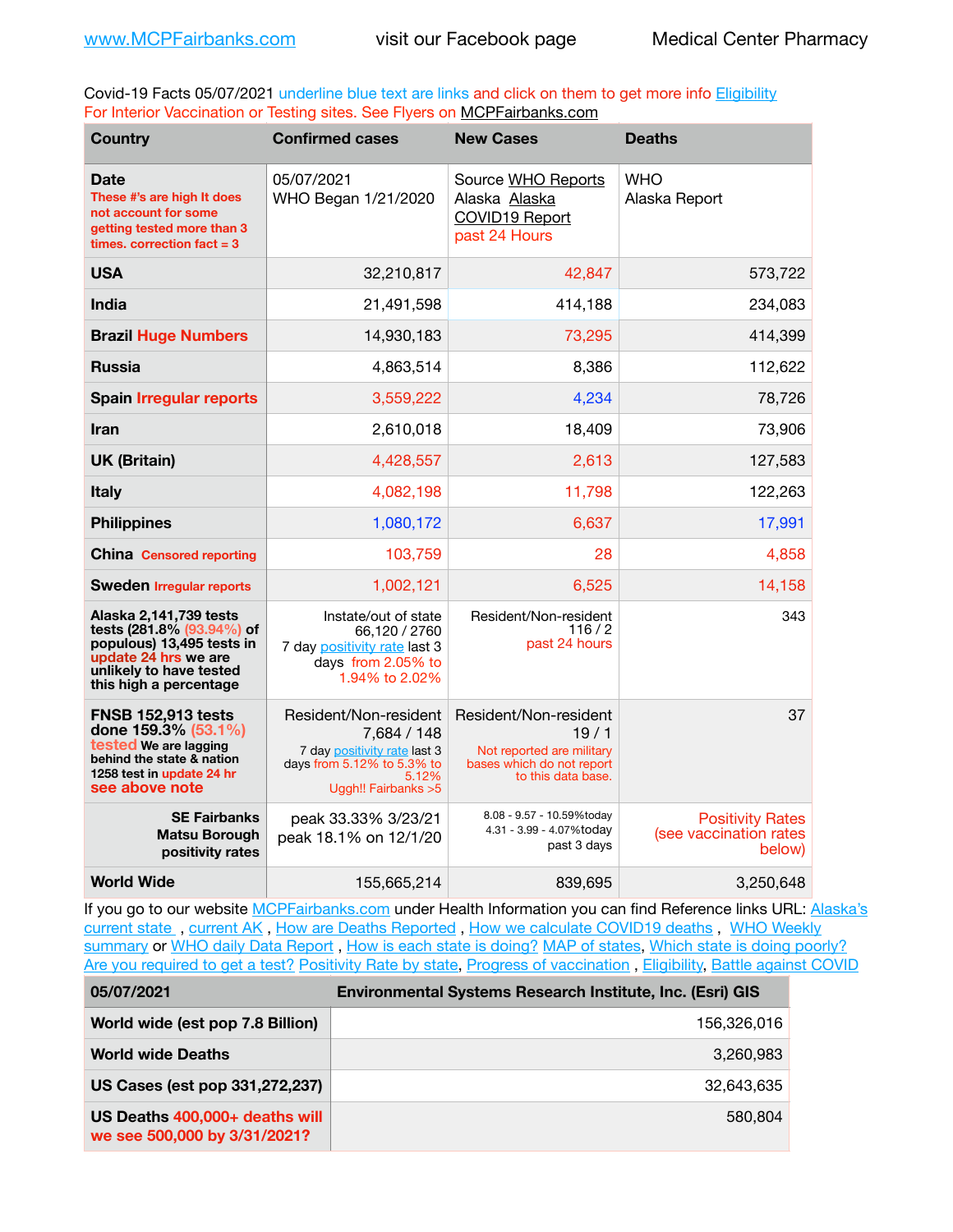www.MCPFairbanks.com visit our Facebook page Medical Center Pharmacy

Covid-19 Facts 05/07/2021 underline blue text are links and click on them to get more info Eligibility
For Interior Vaccination or Testing sites. See Flyers on MCPFairbanks.com

| Country | Confirmed cases | New Cases | Deaths |
|---|---|---|---|
| **Date** These #'s are high It does not account for some getting tested more than 3 times. correction fact = 3 | 05/07/2021 WHO Began 1/21/2020 | Source WHO Reports Alaska Alaska COVID19 Report past 24 Hours | WHO Alaska Report |
| **USA** | 32,210,817 | 42,847 | 573,722 |
| **India** | 21,491,598 | 414,188 | 234,083 |
| **Brazil** Huge Numbers | 14,930,183 | 73,295 | 414,399 |
| **Russia** | 4,863,514 | 8,386 | 112,622 |
| **Spain** Irregular reports | 3,559,222 | 4,234 | 78,726 |
| **Iran** | 2,610,018 | 18,409 | 73,906 |
| **UK (Britain)** | 4,428,557 | 2,613 | 127,583 |
| **Italy** | 4,082,198 | 11,798 | 122,263 |
| **Philippines** | 1,080,172 | 6,637 | 17,991 |
| **China** Censored reporting | 103,759 | 28 | 4,858 |
| **Sweden** Irregular reports | 1,002,121 | 6,525 | 14,158 |
| **Alaska 2,141,739 tests tests (281.8% (93.94%) of populous) 13,495 tests in update 24 hrs we are unlikely to have tested this high a percentage** | Instate/out of state 66,120 / 2760 7 day positivity rate last 3 days from 2.05% to 1.94% to 2.02% | Resident/Non-resident 116 / 2 past 24 hours | 343 |
| **FNSB 152,913 tests done 159.3% (53.1%) tested** We are lagging behind the state & nation 1258 test in update 24 hr see above note | Resident/Non-resident 7,684 / 148 7 day positivity rate last 3 days from 5.12% to 5.3% to 5.12% Uggh!! Fairbanks >5 | Resident/Non-resident 19 / 1 Not reported are military bases which do not report to this data base. | 37 |
| **SE Fairbanks Matsu Borough positivity rates** | peak 33.33% 3/23/21 peak 18.1% on 12/1/20 | 8.08 - 9.57 - 10.59%today 4.31 - 3.99 - 4.07%today past 3 days | Positivity Rates (see vaccination rates below) |
| **World Wide** | 155,665,214 | 839,695 | 3,250,648 |

If you go to our website MCPFairbanks.com under Health Information you can find Reference links URL: Alaska's current state , current AK , How are Deaths Reported , How we calculate COVID19 deaths , WHO Weekly summary or WHO daily Data Report , How is each state is doing? MAP of states, Which state is doing poorly? Are you required to get a test? Positivity Rate by state, Progress of vaccination , Eligibility, Battle against COVID

| 05/07/2021 | Environmental Systems Research Institute, Inc. (Esri) GIS |
|---|---|
| **World wide (est pop 7.8 Billion)** | 156,326,016 |
| **World wide Deaths** | 3,260,983 |
| **US Cases (est pop 331,272,237)** | 32,643,635 |
| **US Deaths** 400,000+ deaths will we see 500,000 by 3/31/2021? | 580,804 |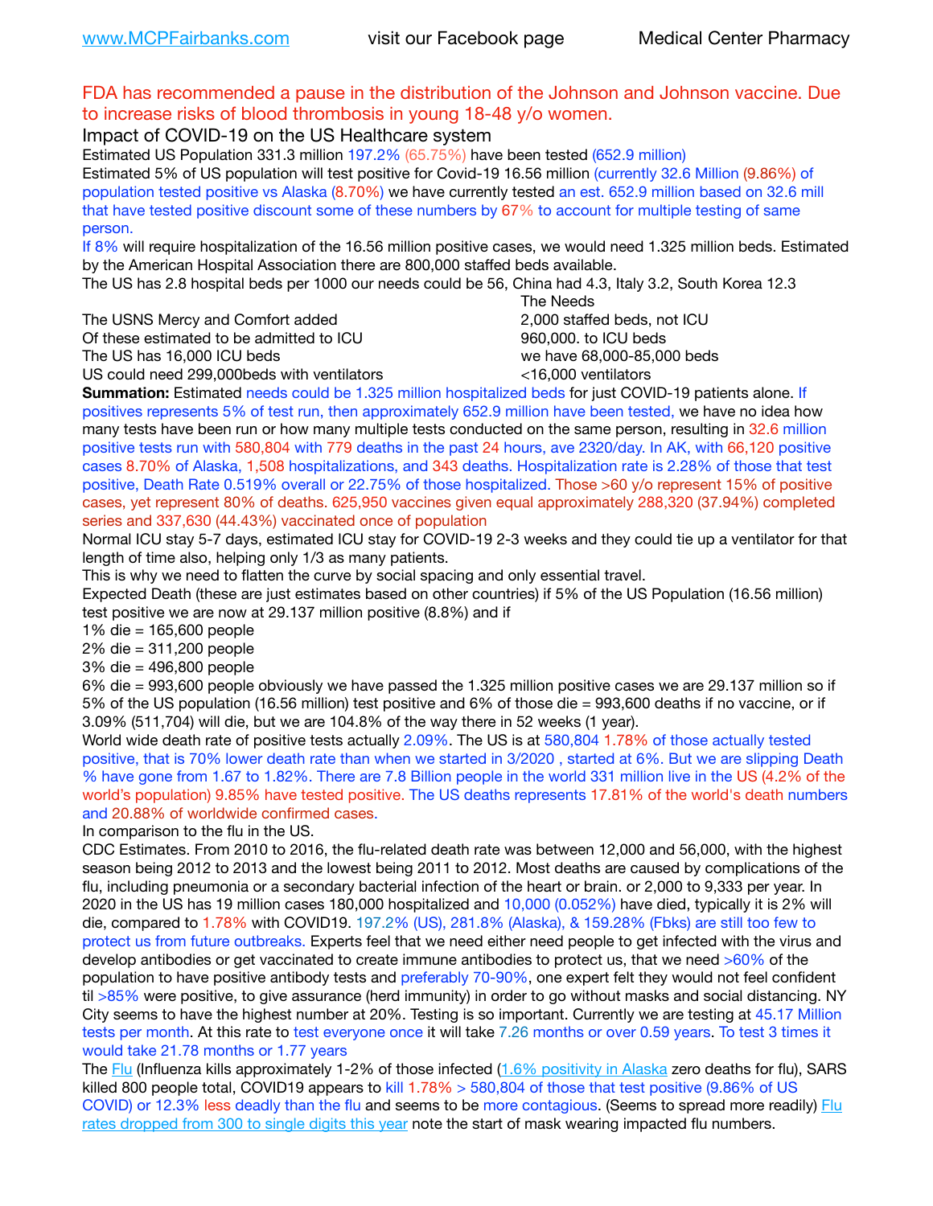FDA has recommended a pause in the distribution of the Johnson and Johnson vaccine. Due to increase risks of blood thrombosis in young 18-48 y/o women.

## Impact of COVID-19 on the US Healthcare system

Estimated US Population 331.3 million 197.2% (65.75%) have been tested (652.9 million)

Estimated 5% of US population will test positive for Covid-19 16.56 million (currently 32.6 Million (9.86%) of population tested positive vs Alaska (8.70%) we have currently tested an est. 652.9 million based on 32.6 mill that have tested positive discount some of these numbers by 67% to account for multiple testing of same person.

If 8% will require hospitalization of the 16.56 million positive cases, we would need 1.325 million beds. Estimated by the American Hospital Association there are 800,000 staffed beds available.

The US has 2.8 hospital beds per 1000 our needs could be 56, China had 4.3, Italy 3.2, South Korea 12.3

| | The Needs |
|---|---|
| The USNS Mercy and Comfort added | 2,000 staffed beds, not ICU |
| Of these estimated to be admitted to ICU | 960,000. to ICU beds |
| The US has 16,000 ICU beds | we have 68,000-85,000 beds |
| US could need 299,000beds with ventilators | <16,000 ventilators |

**Summation:** Estimated needs could be 1.325 million hospitalized beds for just COVID-19 patients alone. If positives represents 5% of test run, then approximately 652.9 million have been tested, we have no idea how many tests have been run or how many multiple tests conducted on the same person, resulting in 32.6 million positive tests run with 580,804 with 779 deaths in the past 24 hours, ave 2320/day. In AK, with 66,120 positive cases 8.70% of Alaska, 1,508 hospitalizations, and 343 deaths. Hospitalization rate is 2.28% of those that test positive, Death Rate 0.519% overall or 22.75% of those hospitalized. Those >60 y/o represent 15% of positive cases, yet represent 80% of deaths. 625,950 vaccines given equal approximately 288,320 (37.94%) completed series and 337,630 (44.43%) vaccinated once of population

Normal ICU stay 5-7 days, estimated ICU stay for COVID-19 2-3 weeks and they could tie up a ventilator for that length of time also, helping only 1/3 as many patients.

This is why we need to flatten the curve by social spacing and only essential travel.

Expected Death (these are just estimates based on other countries) if 5% of the US Population (16.56 million) test positive we are now at 29.137 million positive (8.8%) and if

1% die = 165,600 people

2% die = 311,200 people

3% die = 496,800 people

6% die = 993,600 people obviously we have passed the 1.325 million positive cases we are 29.137 million so if 5% of the US population (16.56 million) test positive and 6% of those die = 993,600 deaths if no vaccine, or if 3.09% (511,704) will die, but we are 104.8% of the way there in 52 weeks (1 year).

World wide death rate of positive tests actually 2.09%. The US is at 580,804 1.78% of those actually tested positive, that is 70% lower death rate than when we started in 3/2020 , started at 6%. But we are slipping Death % have gone from 1.67 to 1.82%. There are 7.8 Billion people in the world 331 million live in the US (4.2% of the world's population) 9.85% have tested positive. The US deaths represents 17.81% of the world's death numbers and 20.88% of worldwide confirmed cases.

In comparison to the flu in the US.

CDC Estimates. From 2010 to 2016, the flu-related death rate was between 12,000 and 56,000, with the highest season being 2012 to 2013 and the lowest being 2011 to 2012. Most deaths are caused by complications of the flu, including pneumonia or a secondary bacterial infection of the heart or brain. or 2,000 to 9,333 per year. In 2020 in the US has 19 million cases 180,000 hospitalized and 10,000 (0.052%) have died, typically it is 2% will die, compared to 1.78% with COVID19. 197.2% (US), 281.8% (Alaska), & 159.28% (Fbks) are still too few to protect us from future outbreaks. Experts feel that we need either need people to get infected with the virus and develop antibodies or get vaccinated to create immune antibodies to protect us, that we need >60% of the population to have positive antibody tests and preferably 70-90%, one expert felt they would not feel confident til >85% were positive, to give assurance (herd immunity) in order to go without masks and social distancing. NY City seems to have the highest number at 20%. Testing is so important. Currently we are testing at 45.17 Million tests per month. At this rate to test everyone once it will take 7.26 months or over 0.59 years. To test 3 times it would take 21.78 months or 1.77 years

The Flu (Influenza kills approximately 1-2% of those infected (1.6% positivity in Alaska zero deaths for flu), SARS killed 800 people total, COVID19 appears to kill 1.78% > 580,804 of those that test positive (9.86% of US COVID) or 12.3% less deadly than the flu and seems to be more contagious. (Seems to spread more readily) Flu rates dropped from 300 to single digits this year note the start of mask wearing impacted flu numbers.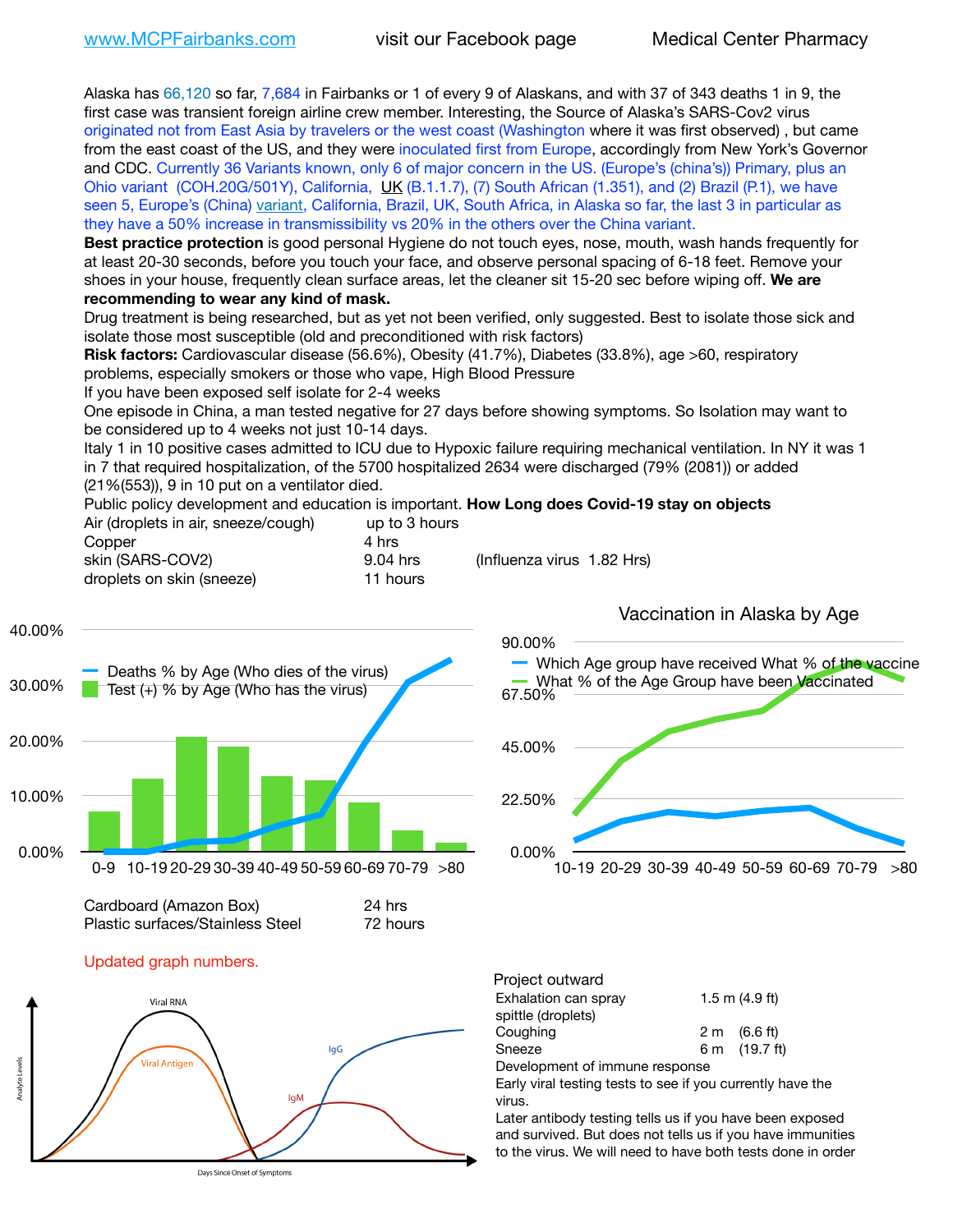www.MCPFairbanks.com visit our Facebook page Medical Center Pharmacy

Alaska has 66,120 so far, 7,684 in Fairbanks or 1 of every 9 of Alaskans, and with 37 of 343 deaths 1 in 9, the first case was transient foreign airline crew member. Interesting, the Source of Alaska's SARS-Cov2 virus originated not from East Asia by travelers or the west coast (Washington where it was first observed) , but came from the east coast of the US, and they were inoculated first from Europe, accordingly from New York's Governor and CDC. Currently 36 Variants known, only 6 of major concern in the US. (Europe's (china's)) Primary, plus an Ohio variant (COH.20G/501Y), California, UK (B.1.1.7), (7) South African (1.351), and (2) Brazil (P.1), we have seen 5, Europe's (China) variant, California, Brazil, UK, South Africa, in Alaska so far, the last 3 in particular as they have a 50% increase in transmissibility vs 20% in the others over the China variant.

**Best practice protection** is good personal Hygiene do not touch eyes, nose, mouth, wash hands frequently for at least 20-30 seconds, before you touch your face, and observe personal spacing of 6-18 feet. Remove your shoes in your house, frequently clean surface areas, let the cleaner sit 15-20 sec before wiping off. **We are recommending to wear any kind of mask.**

Drug treatment is being researched, but as yet not been verified, only suggested. Best to isolate those sick and isolate those most susceptible (old and preconditioned with risk factors)

**Risk factors:** Cardiovascular disease (56.6%), Obesity (41.7%), Diabetes (33.8%), age >60, respiratory problems, especially smokers or those who vape, High Blood Pressure

If you have been exposed self isolate for 2-4 weeks

One episode in China, a man tested negative for 27 days before showing symptoms. So Isolation may want to be considered up to 4 weeks not just 10-14 days.

Italy 1 in 10 positive cases admitted to ICU due to Hypoxic failure requiring mechanical ventilation. In NY it was 1 in 7 that required hospitalization, of the 5700 hospitalized 2634 were discharged (79% (2081)) or added (21%(553)), 9 in 10 put on a ventilator died.

Public policy development and education is important. **How Long does Covid-19 stay on objects**

| | | |
|---|---|---|
| Air (droplets in air, sneeze/cough) | up to 3 hours | |
| Copper | 4 hrs | |
| skin (SARS-COV2) | 9.04 hrs | (Influenza virus 1.82 Hrs) |
| droplets on skin (sneeze) | 11 hours | |
| Cardboard (Amazon Box) | 24 hrs | |
| Plastic surfaces/Stainless Steel | 72 hours | |

Updated graph numbers.

Project outward

| | |
|---|---|
| Exhalation can spray spittle (droplets) | 1.5 m (4.9 ft) |
| Coughing | 2 m (6.6 ft) |
| Sneeze | 6 m (19.7 ft) |

Development of immune response

Early viral testing tests to see if you currently have the virus.

Later antibody testing tells us if you have been exposed and survived. But does not tells us if you have immunities to the virus. We will need to have both tests done in order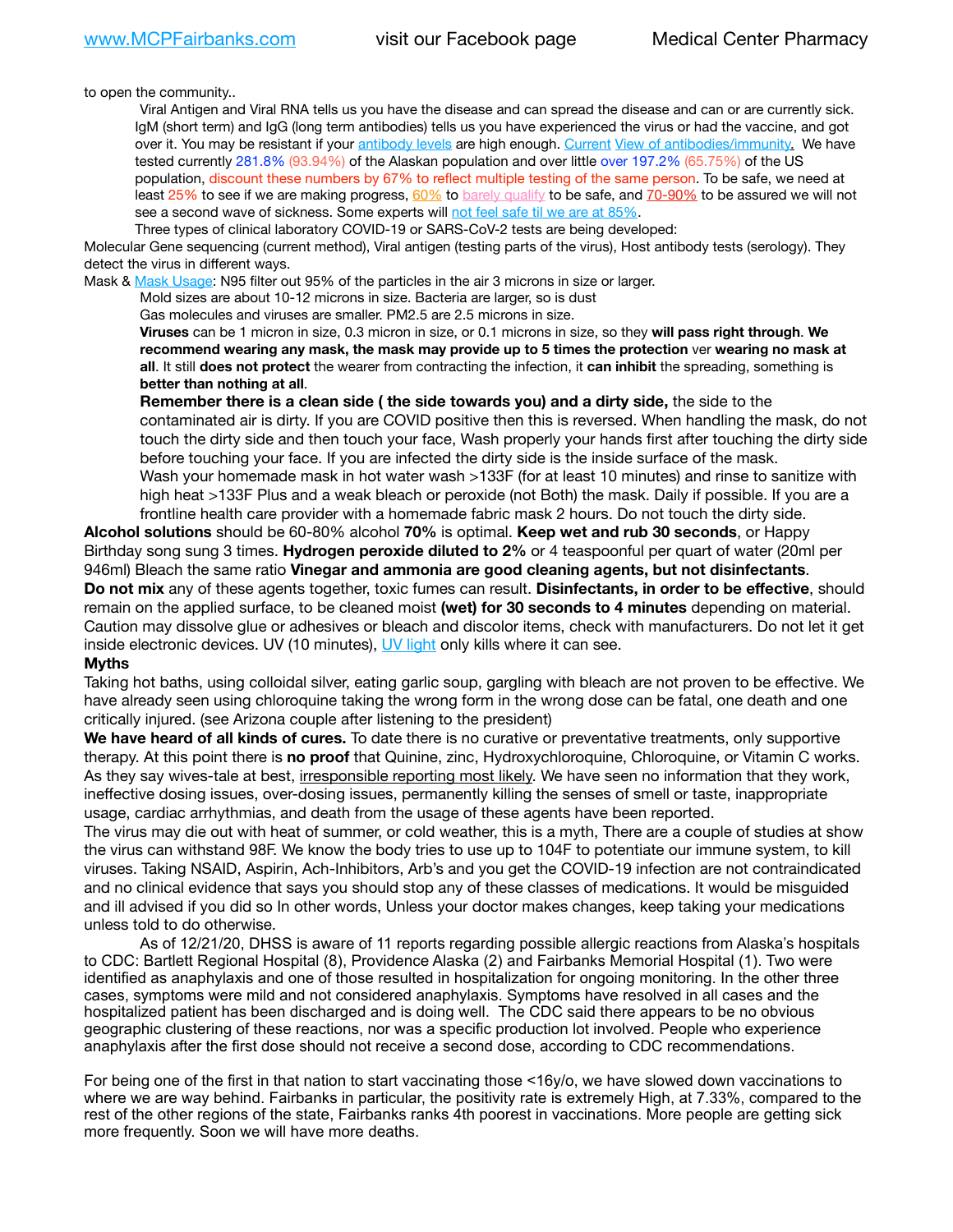to open the community..

Viral Antigen and Viral RNA tells us you have the disease and can spread the disease and can or are currently sick. IgM (short term) and IgG (long term antibodies) tells us you have experienced the virus or had the vaccine, and got over it. You may be resistant if your antibody levels are high enough. Current View of antibodies/immunity. We have tested currently 281.8% (93.94%) of the Alaskan population and over little over 197.2% (65.75%) of the US population, discount these numbers by 67% to reflect multiple testing of the same person. To be safe, we need at least 25% to see if we are making progress, 60% to barely qualify to be safe, and 70-90% to be assured we will not see a second wave of sickness. Some experts will not feel safe til we are at 85%.

Three types of clinical laboratory COVID-19 or SARS-CoV-2 tests are being developed:

Molecular Gene sequencing (current method), Viral antigen (testing parts of the virus), Host antibody tests (serology). They detect the virus in different ways.

Mask & Mask Usage: N95 filter out 95% of the particles in the air 3 microns in size or larger.

Mold sizes are about 10-12 microns in size. Bacteria are larger, so is dust

Gas molecules and viruses are smaller. PM2.5 are 2.5 microns in size.

**Viruses** can be 1 micron in size, 0.3 micron in size, or 0.1 microns in size, so they **will pass right through**. **We recommend wearing any mask, the mask may provide up to 5 times the protection** ver **wearing no mask at all**. It still **does not protect** the wearer from contracting the infection, it **can inhibit** the spreading, something is **better than nothing at all**.

**Remember there is a clean side ( the side towards you) and a dirty side,** the side to the contaminated air is dirty. If you are COVID positive then this is reversed. When handling the mask, do not touch the dirty side and then touch your face, Wash properly your hands first after touching the dirty side before touching your face. If you are infected the dirty side is the inside surface of the mask.

Wash your homemade mask in hot water wash >133F (for at least 10 minutes) and rinse to sanitize with high heat >133F Plus and a weak bleach or peroxide (not Both) the mask. Daily if possible. If you are a frontline health care provider with a homemade fabric mask 2 hours. Do not touch the dirty side.

**Alcohol solutions** should be 60-80% alcohol **70%** is optimal. **Keep wet and rub 30 seconds**, or Happy Birthday song sung 3 times. **Hydrogen peroxide diluted to 2%** or 4 teaspoonful per quart of water (20ml per 946ml) Bleach the same ratio **Vinegar and ammonia are good cleaning agents, but not disinfectants**.

**Do not mix** any of these agents together, toxic fumes can result. **Disinfectants, in order to be effective**, should remain on the applied surface, to be cleaned moist **(wet) for 30 seconds to 4 minutes** depending on material. Caution may dissolve glue or adhesives or bleach and discolor items, check with manufacturers. Do not let it get inside electronic devices. UV (10 minutes), UV light only kills where it can see.

**Myths**

Taking hot baths, using colloidal silver, eating garlic soup, gargling with bleach are not proven to be effective. We have already seen using chloroquine taking the wrong form in the wrong dose can be fatal, one death and one critically injured. (see Arizona couple after listening to the president)

**We have heard of all kinds of cures.** To date there is no curative or preventative treatments, only supportive therapy. At this point there is **no proof** that Quinine, zinc, Hydroxychloroquine, Chloroquine, or Vitamin C works. As they say wives-tale at best, irresponsible reporting most likely. We have seen no information that they work, ineffective dosing issues, over-dosing issues, permanently killing the senses of smell or taste, inappropriate usage, cardiac arrhythmias, and death from the usage of these agents have been reported.

The virus may die out with heat of summer, or cold weather, this is a myth, There are a couple of studies at show the virus can withstand 98F. We know the body tries to use up to 104F to potentiate our immune system, to kill viruses. Taking NSAID, Aspirin, Ach-Inhibitors, Arb's and you get the COVID-19 infection are not contraindicated and no clinical evidence that says you should stop any of these classes of medications. It would be misguided and ill advised if you did so In other words, Unless your doctor makes changes, keep taking your medications unless told to do otherwise.

As of 12/21/20, DHSS is aware of 11 reports regarding possible allergic reactions from Alaska's hospitals to CDC: Bartlett Regional Hospital (8), Providence Alaska (2) and Fairbanks Memorial Hospital (1). Two were identified as anaphylaxis and one of those resulted in hospitalization for ongoing monitoring. In the other three cases, symptoms were mild and not considered anaphylaxis. Symptoms have resolved in all cases and the hospitalized patient has been discharged and is doing well. The CDC said there appears to be no obvious geographic clustering of these reactions, nor was a specific production lot involved. People who experience anaphylaxis after the first dose should not receive a second dose, according to CDC recommendations.

For being one of the first in that nation to start vaccinating those <16y/o, we have slowed down vaccinations to where we are way behind. Fairbanks in particular, the positivity rate is extremely High, at 7.33%, compared to the rest of the other regions of the state, Fairbanks ranks 4th poorest in vaccinations. More people are getting sick more frequently. Soon we will have more deaths.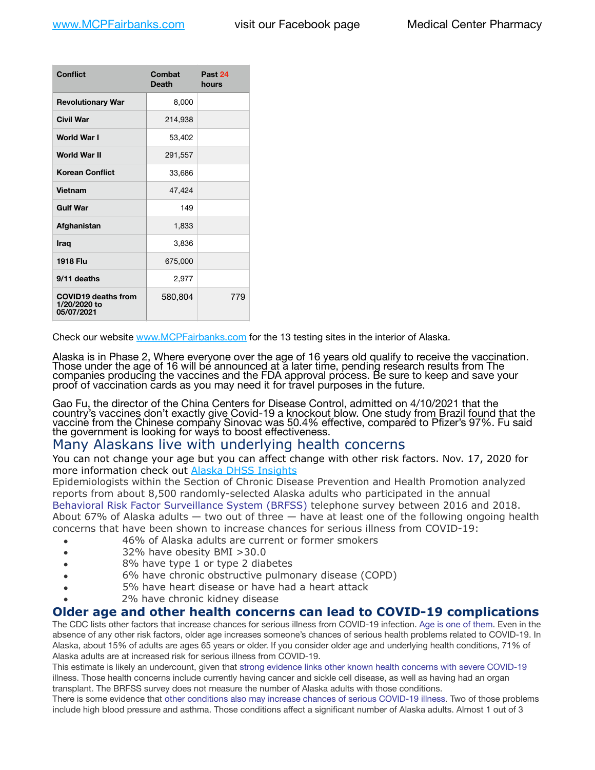www.MCPFairbanks.com visit our Facebook page Medical Center Pharmacy

| Conflict | Combat Death | Past 24 hours |
|---|---|---|
| Revolutionary War | 8,000 | |
| Civil War | 214,938 | |
| World War I | 53,402 | |
| World War II | 291,557 | |
| Korean Conflict | 33,686 | |
| Vietnam | 47,424 | |
| Gulf War | 149 | |
| Afghanistan | 1,833 | |
| Iraq | 3,836 | |
| 1918 Flu | 675,000 | |
| 9/11 deaths | 2,977 | |
| COVID19 deaths from 1/20/2020 to 05/07/2021 | 580,804 | 779 |

Check our website www.MCPFairbanks.com for the 13 testing sites in the interior of Alaska.

Alaska is in Phase 2, Where everyone over the age of 16 years old qualify to receive the vaccination. Those under the age of 16 will be announced at a later time, pending research results from The companies producing the vaccines and the FDA approval process. Be sure to keep and save your proof of vaccination cards as you may need it for travel purposes in the future.

Gao Fu, the director of the China Centers for Disease Control, admitted on 4/10/2021 that the country's vaccines don't exactly give Covid-19 a knockout blow. One study from Brazil found that the vaccine from the Chinese company Sinovac was 50.4% effective, compared to Pfizer's 97%. Fu said the government is looking for ways to boost effectiveness.

## Many Alaskans live with underlying health concerns

You can not change your age but you can affect change with other risk factors. Nov. 17, 2020 for more information check out Alaska DHSS Insights

Epidemiologists within the Section of Chronic Disease Prevention and Health Promotion analyzed reports from about 8,500 randomly-selected Alaska adults who participated in the annual Behavioral Risk Factor Surveillance System (BRFSS) telephone survey between 2016 and 2018. About 67% of Alaska adults — two out of three — have at least one of the following ongoing health concerns that have been shown to increase chances for serious illness from COVID-19:

- 46% of Alaska adults are current or former smokers
- 32% have obesity BMI >30.0
- 8% have type 1 or type 2 diabetes
- 6% have chronic obstructive pulmonary disease (COPD)
- 5% have heart disease or have had a heart attack
- 2% have chronic kidney disease

## Older age and other health concerns can lead to COVID-19 complications

The CDC lists other factors that increase chances for serious illness from COVID-19 infection. Age is one of them. Even in the absence of any other risk factors, older age increases someone's chances of serious health problems related to COVID-19. In Alaska, about 15% of adults are ages 65 years or older. If you consider older age and underlying health conditions, 71% of Alaska adults are at increased risk for serious illness from COVID-19.

This estimate is likely an undercount, given that strong evidence links other known health concerns with severe COVID-19 illness. Those health concerns include currently having cancer and sickle cell disease, as well as having had an organ transplant. The BRFSS survey does not measure the number of Alaska adults with those conditions.

There is some evidence that other conditions also may increase chances of serious COVID-19 illness. Two of those problems include high blood pressure and asthma. Those conditions affect a significant number of Alaska adults. Almost 1 out of 3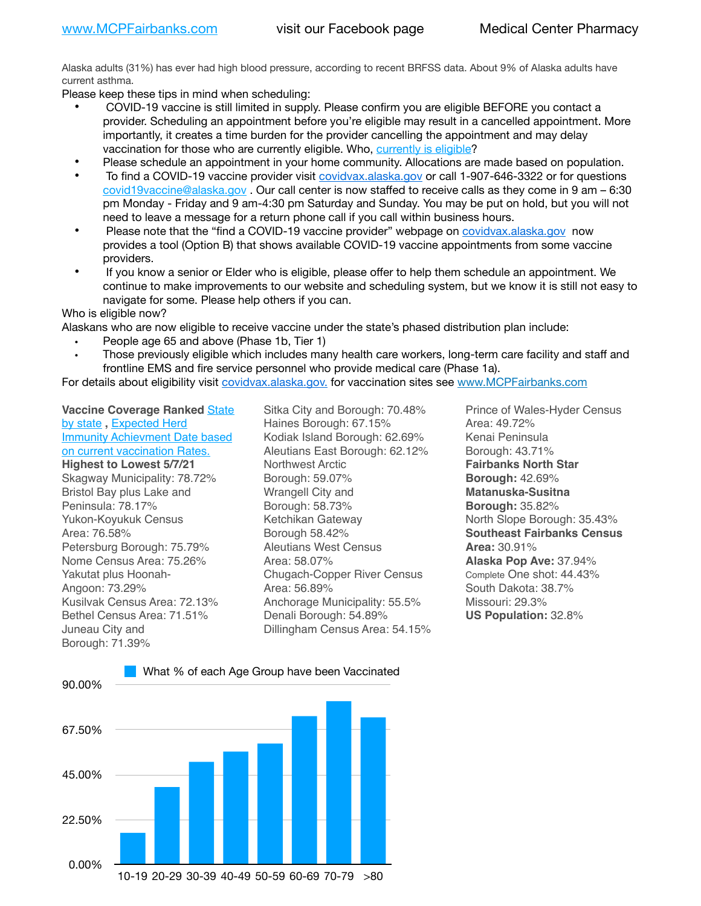Alaska adults (31%) has ever had high blood pressure, according to recent BRFSS data. About 9% of Alaska adults have current asthma.

Please keep these tips in mind when scheduling:

- COVID-19 vaccine is still limited in supply. Please confirm you are eligible BEFORE you contact a provider. Scheduling an appointment before you're eligible may result in a cancelled appointment. More importantly, it creates a time burden for the provider cancelling the appointment and may delay vaccination for those who are currently eligible. Who, currently is eligible?
- Please schedule an appointment in your home community. Allocations are made based on population.
- To find a COVID-19 vaccine provider visit covidvax.alaska.gov or call 1-907-646-3322 or for questions covid19vaccine@alaska.gov . Our call center is now staffed to receive calls as they come in 9 am – 6:30 pm Monday - Friday and 9 am-4:30 pm Saturday and Sunday. You may be put on hold, but you will not need to leave a message for a return phone call if you call within business hours.
- Please note that the "find a COVID-19 vaccine provider" webpage on covidvax.alaska.gov now provides a tool (Option B) that shows available COVID-19 vaccine appointments from some vaccine providers.
- If you know a senior or Elder who is eligible, please offer to help them schedule an appointment. We continue to make improvements to our website and scheduling system, but we know it is still not easy to navigate for some. Please help others if you can.

Who is eligible now?

Alaskans who are now eligible to receive vaccine under the state's phased distribution plan include:

- People age 65 and above (Phase 1b, Tier 1)
- Those previously eligible which includes many health care workers, long-term care facility and staff and frontline EMS and fire service personnel who provide medical care (Phase 1a).

For details about eligibility visit covidvax.alaska.gov. for vaccination sites see www.MCPFairbanks.com

**Vaccine Coverage Ranked** State by state, Expected Herd Immunity Achievment Date based on current vaccination Rates.

**Highest to Lowest 5/7/21**

Skagway Municipality: 78.72%
Bristol Bay plus Lake and Peninsula: 78.17%
Yukon-Koyukuk Census Area: 76.58%
Petersburg Borough: 75.79%
Nome Census Area: 75.26%
Yakutat plus Hoonah-Angoon: 73.29%
Kusilvak Census Area: 72.13%
Bethel Census Area: 71.51%
Juneau City and Borough: 71.39%
Sitka City and Borough: 70.48%
Haines Borough: 67.15%
Kodiak Island Borough: 62.69%
Aleutians East Borough: 62.12%
Northwest Arctic Borough: 59.07%
Wrangell City and Borough: 58.73%
Ketchikan Gateway Borough 58.42%
Aleutians West Census Area: 58.07%
Chugach-Copper River Census Area: 56.89%
Anchorage Municipality: 55.5%
Denali Borough: 54.89%
Dillingham Census Area: 54.15%
Prince of Wales-Hyder Census Area: 49.72%
Kenai Peninsula Borough: 43.71%
**Fairbanks North Star Borough:** 42.69%
**Matanuska-Susitna Borough:** 35.82%
North Slope Borough: 35.43%
**Southeast Fairbanks Census Area:** 30.91%
**Alaska Pop Ave:** 37.94%
Complete One shot: 44.43%
South Dakota: 38.7%
Missouri: 29.3%
**US Population:** 32.8%

What % of each Age Group have been Vaccinated

90.00%
67.50%
45.00%
22.50%
0.00%

10-19 20-29 30-39 40-49 50-59 60-69 70-79 >80